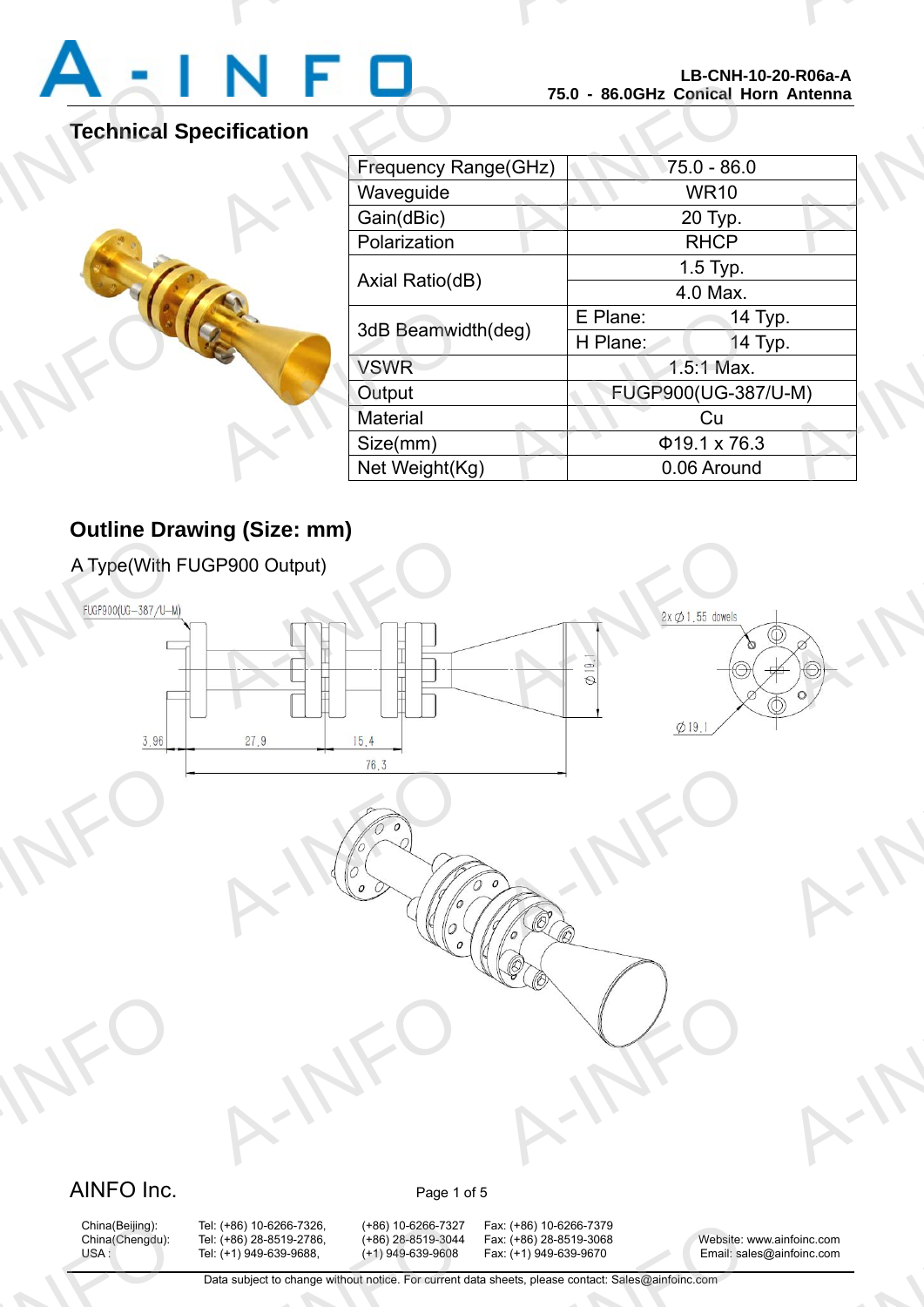**LB-CNH-10-20-R06a-A**
**75.0 - 86.0GHz Conical Horn Antenna**

## Technical Specification

| Frequency Range(GHz) | 75.0 - 86.0 | |
|---|---|---|
| Waveguide | WR10 | |
| Gain(dBic) | 20 Typ. | |
| Polarization | RHCP | |
| Axial Ratio(dB) | 1.5 Typ. | |
| | 4.0 Max. | |
| 3dB Beamwidth(deg) | E Plane: | 14 Typ. |
| | H Plane: | 14 Typ. |
| VSWR | 1.5:1 Max. | |
| Output | FUGP900(UG-387/U-M) | |
| Material | Cu | |
| Size(mm) | Φ19.1 x 76.3 | |
| Net Weight(Kg) | 0.06 Around | |

## Outline Drawing (Size: mm)

A Type(With FUGP900 Output)

FUGP900(UG-387/U-M)

3.96 27.9 15.4 76.3 Ø19.1

2x Ø1.55 dowels

Ø19.1

AINFO Inc.

China(Beijing): Tel: (+86) 10-6266-7326, (+86) 10-6266-7327 Fax: (+86) 10-6266-7379
China(Chengdu): Tel: (+86) 28-8519-2786, (+86) 28-8519-3044 Fax: (+86) 28-8519-3068
USA : Tel: (+1) 949-639-9688, (+1) 949-639-9608 Fax: (+1) 949-639-9670

Website: www.ainfoinc.com
Email: sales@ainfoinc.com

Data subject to change without notice. For current data sheets, please contact: Sales@ainfoinc.com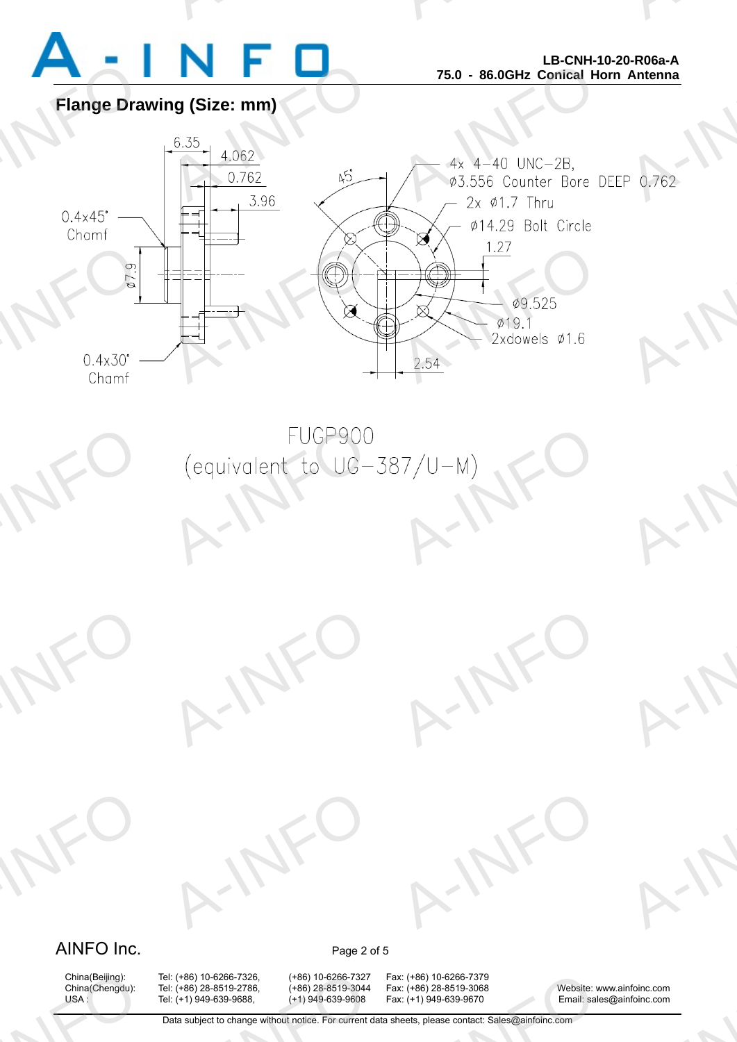## Flange Drawing (Size: mm)

6.35

4.062

0.762

3.96

0.4x45° Chamf

Ø7.9

0.4x30° Chamf

45°

4x 4-40 UNC-2B, Ø3.556 Counter Bore DEEP 0.762

2x Ø1.7 Thru

Ø14.29 Bolt Circle

1.27

Ø9.525

Ø19.1

2xdowels Ø1.6

2.54

FUGP900

(equivalent to UG-387/U-M)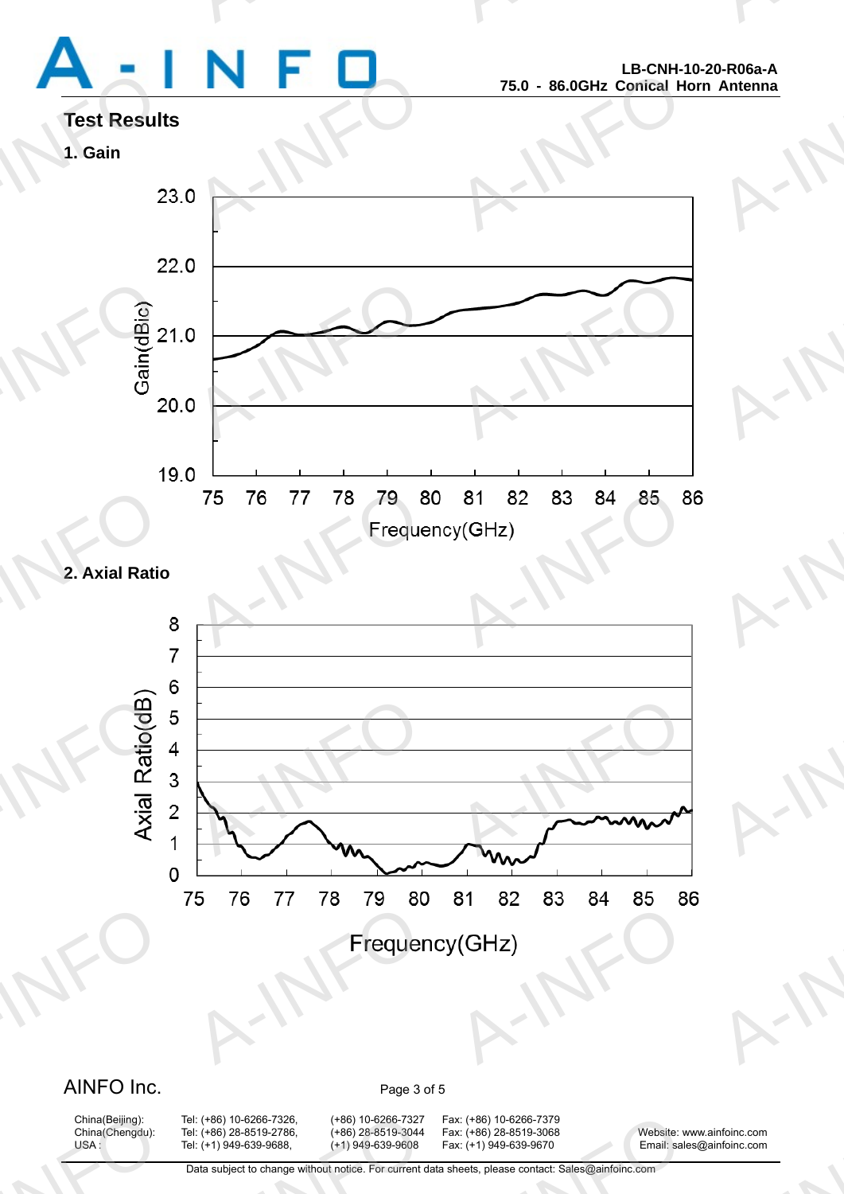## Test Results

### 1. Gain

### 2. Axial Ratio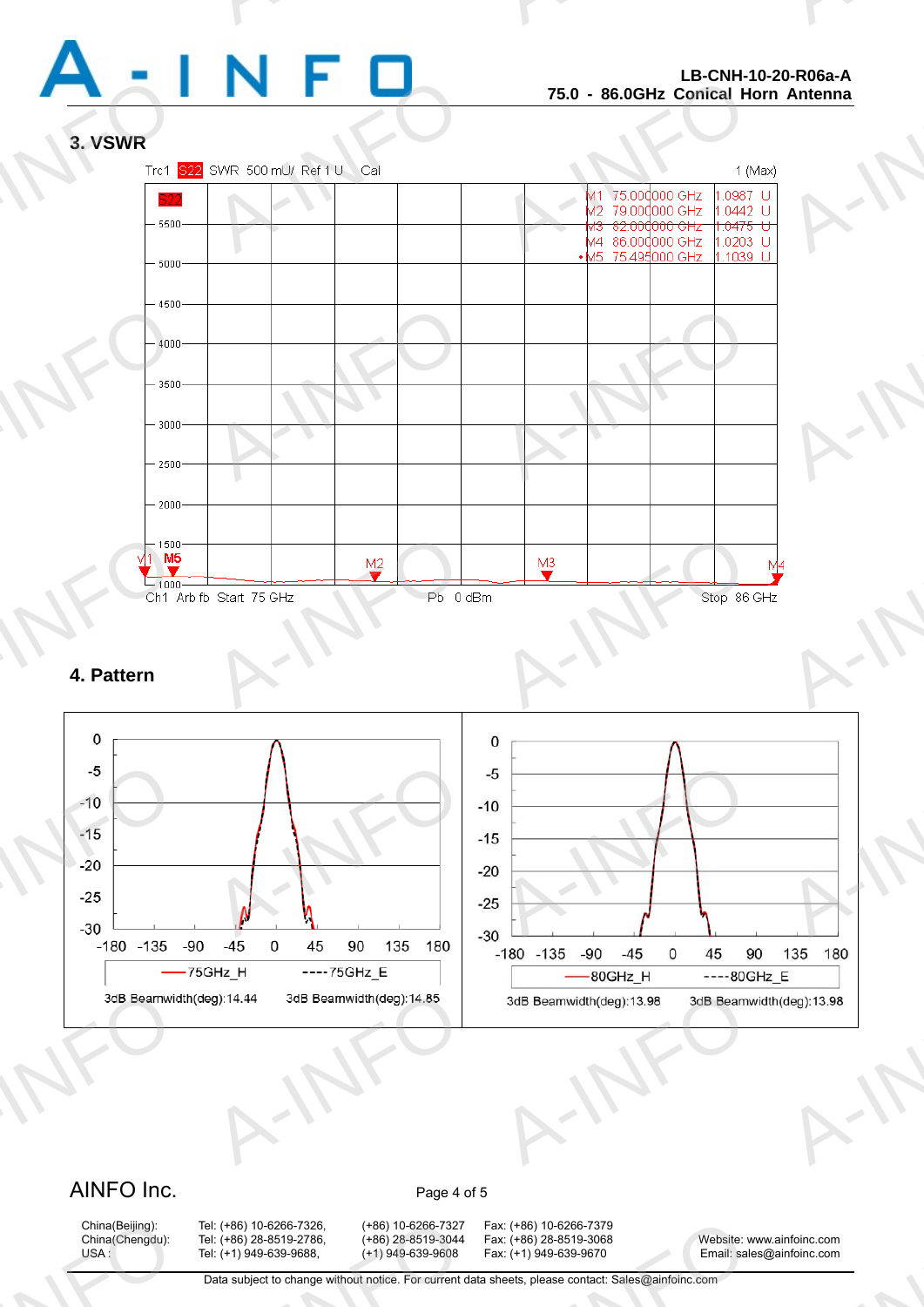## 3. VSWR

Trc1 S22 SWR 500 mU/ Ref 1 U Cal 1 (Max)

| Marker | Frequency | SWR |
|---|---|---|
| M1 | 75.000000 GHz | 1.0987 U |
| M2 | 79.000000 GHz | 1.0442 U |
| M3 | 82.000000 GHz | 1.0475 U |
| M4 | 86.000000 GHz | 1.0203 U |
| •M5 | 75.495000 GHz | 1.1039 U |

Ch1 Arb fb Start 75 GHz Pb 0 dBm Stop 86 GHz

## 4. Pattern

75GHz_H — 3dB Beamwidth(deg):14.44

75GHz_E — 3dB Beamwidth(deg):14.85

80GHz_H — 3dB Beamwidth(deg):13.98

80GHz_E — 3dB Beamwidth(deg):13.98

AINFO Inc.

| | | | |
|---|---|---|---|
| China(Beijing): | Tel: (+86) 10-6266-7326, | (+86) 10-6266-7327 | Fax: (+86) 10-6266-7379 |
| China(Chengdu): | Tel: (+86) 28-8519-2786, | (+86) 28-8519-3044 | Fax: (+86) 28-8519-3068 |
| USA : | Tel: (+1) 949-639-9688, | (+1) 949-639-9608 | Fax: (+1) 949-639-9670 |

Website: www.ainfoinc.com
Email: sales@ainfoinc.com

Data subject to change without notice. For current data sheets, please contact: Sales@ainfoinc.com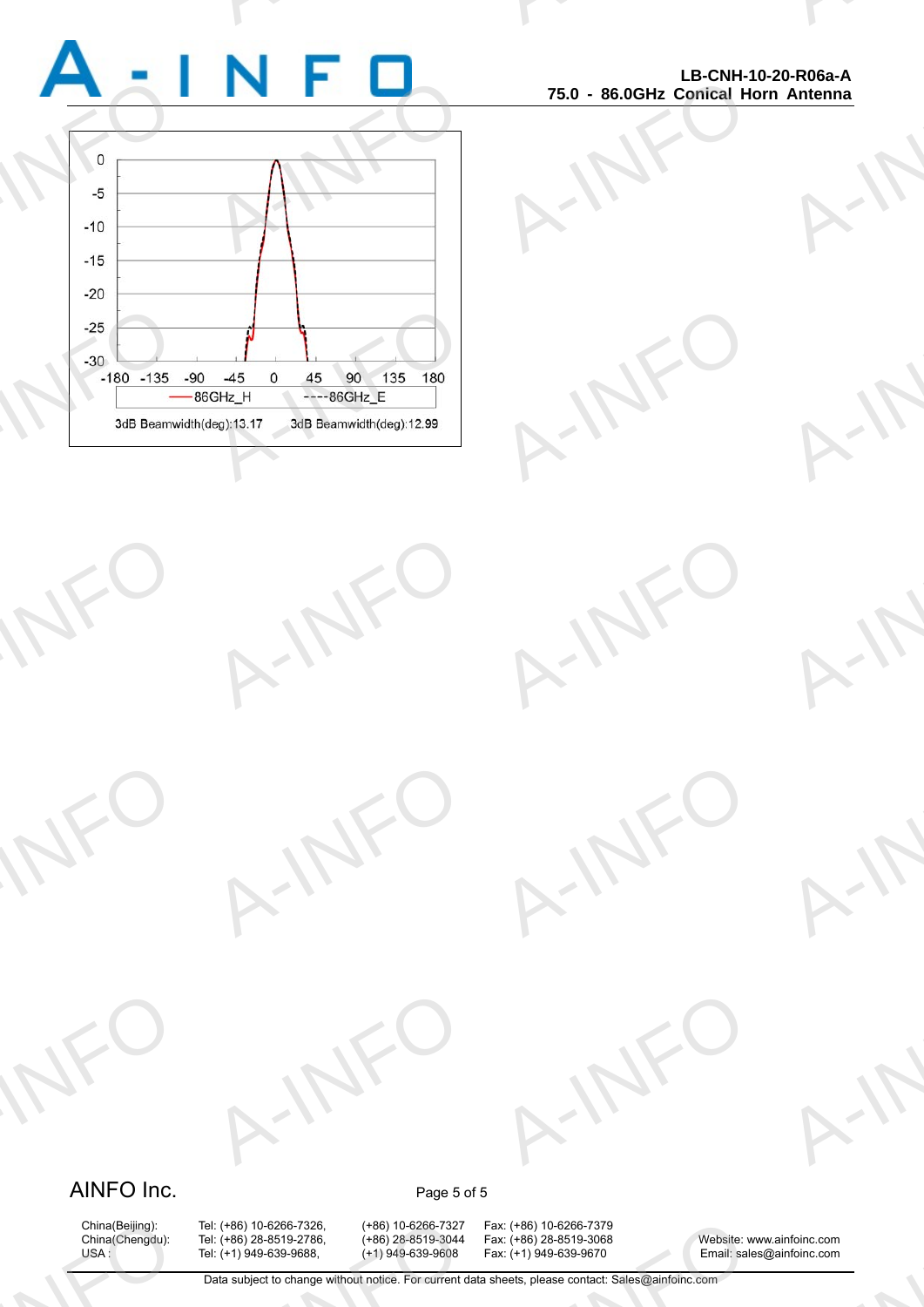0
-5
-10
-15
-20
-25
-30
-180 -135 -90 -45 0 45 90 135 180

86GHz_H
86GHz_E

3dB Beamwidth(deg):13.17
3dB Beamwidth(deg):12.99